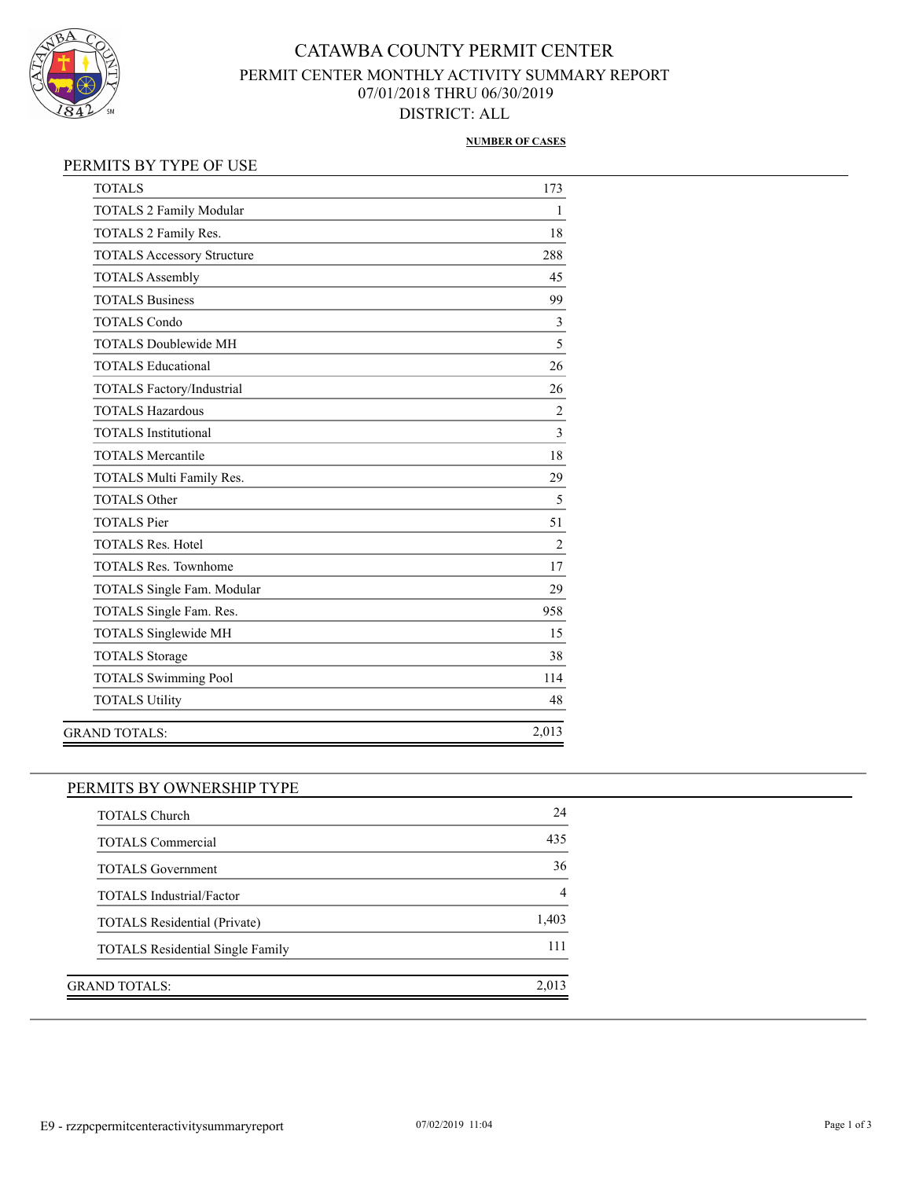# CATAWBA COUNTY PERMIT CENTER

## PERMIT CENTER MONTHLY ACTIVITY SUMMARY REPORT

07/01/2018 THRU 06/30/2019

DISTRICT: ALL

### PERMITS BY TYPE OF USE

| | NUMBER OF CASES |
|---|---|
| TOTALS | 173 |
| TOTALS 2 Family Modular | 1 |
| TOTALS 2 Family Res. | 18 |
| TOTALS Accessory Structure | 288 |
| TOTALS Assembly | 45 |
| TOTALS Business | 99 |
| TOTALS Condo | 3 |
| TOTALS Doublewide MH | 5 |
| TOTALS Educational | 26 |
| TOTALS Factory/Industrial | 26 |
| TOTALS Hazardous | 2 |
| TOTALS Institutional | 3 |
| TOTALS Mercantile | 18 |
| TOTALS Multi Family Res. | 29 |
| TOTALS Other | 5 |
| TOTALS Pier | 51 |
| TOTALS Res. Hotel | 2 |
| TOTALS Res. Townhome | 17 |
| TOTALS Single Fam. Modular | 29 |
| TOTALS Single Fam. Res. | 958 |
| TOTALS Singlewide MH | 15 |
| TOTALS Storage | 38 |
| TOTALS Swimming Pool | 114 |
| TOTALS Utility | 48 |
| GRAND TOTALS: | 2,013 |

### PERMITS BY OWNERSHIP TYPE

| | NUMBER OF CASES |
|---|---|
| TOTALS Church | 24 |
| TOTALS Commercial | 435 |
| TOTALS Government | 36 |
| TOTALS Industrial/Factor | 4 |
| TOTALS Residential (Private) | 1,403 |
| TOTALS Residential Single Family | 111 |
| GRAND TOTALS: | 2,013 |

E9 - rzzpcpermitcenteractivitysummaryreport 07/02/2019 11:04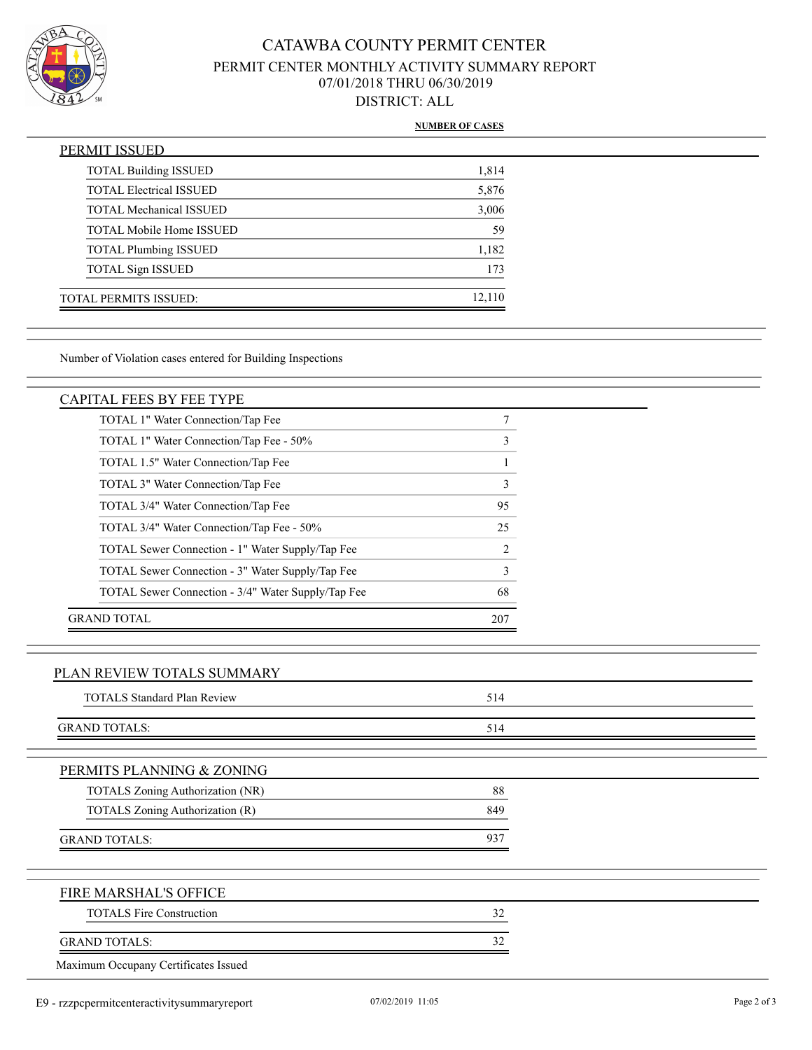# CATAWBA COUNTY PERMIT CENTER

## PERMIT CENTER MONTHLY ACTIVITY SUMMARY REPORT

07/01/2018 THRU 06/30/2019

DISTRICT: ALL

| PERMIT ISSUED | NUMBER OF CASES |
|---|---|
| TOTAL Building ISSUED | 1,814 |
| TOTAL Electrical ISSUED | 5,876 |
| TOTAL Mechanical ISSUED | 3,006 |
| TOTAL Mobile Home ISSUED | 59 |
| TOTAL Plumbing ISSUED | 1,182 |
| TOTAL Sign ISSUED | 173 |
| TOTAL PERMITS ISSUED: | 12,110 |

Number of Violation cases entered for Building Inspections

| CAPITAL FEES BY FEE TYPE | |
|---|---|
| TOTAL 1" Water Connection/Tap Fee | 7 |
| TOTAL 1" Water Connection/Tap Fee - 50% | 3 |
| TOTAL 1.5" Water Connection/Tap Fee | 1 |
| TOTAL 3" Water Connection/Tap Fee | 3 |
| TOTAL 3/4" Water Connection/Tap Fee | 95 |
| TOTAL 3/4" Water Connection/Tap Fee - 50% | 25 |
| TOTAL Sewer Connection - 1" Water Supply/Tap Fee | 2 |
| TOTAL Sewer Connection - 3" Water Supply/Tap Fee | 3 |
| TOTAL Sewer Connection - 3/4" Water Supply/Tap Fee | 68 |
| GRAND TOTAL | 207 |

| PLAN REVIEW TOTALS SUMMARY | |
|---|---|
| TOTALS Standard Plan Review | 514 |
| GRAND TOTALS: | 514 |

| PERMITS PLANNING & ZONING | |
|---|---|
| TOTALS Zoning Authorization (NR) | 88 |
| TOTALS Zoning Authorization (R) | 849 |
| GRAND TOTALS: | 937 |

| FIRE MARSHAL'S OFFICE | |
|---|---|
| TOTALS Fire Construction | 32 |
| GRAND TOTALS: | 32 |

Maximum Occupany Certificates Issued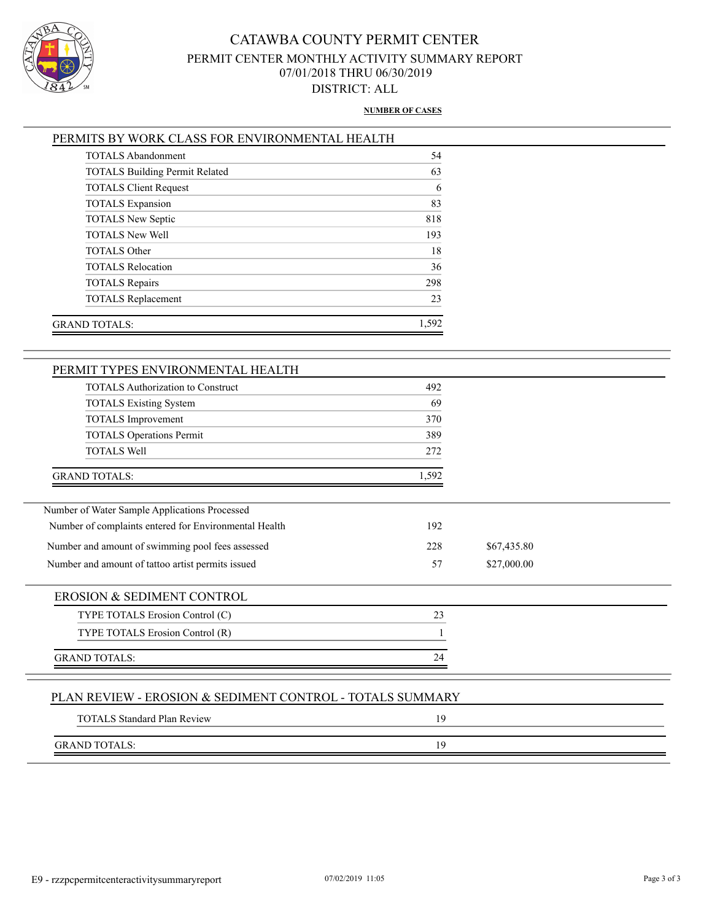# CATAWBA COUNTY PERMIT CENTER

## PERMIT CENTER MONTHLY ACTIVITY SUMMARY REPORT

07/01/2018 THRU 06/30/2019

DISTRICT: ALL

**NUMBER OF CASES**

### PERMITS BY WORK CLASS FOR ENVIRONMENTAL HEALTH

| | |
|---|---|
| TOTALS Abandonment | 54 |
| TOTALS Building Permit Related | 63 |
| TOTALS Client Request | 6 |
| TOTALS Expansion | 83 |
| TOTALS New Septic | 818 |
| TOTALS New Well | 193 |
| TOTALS Other | 18 |
| TOTALS Relocation | 36 |
| TOTALS Repairs | 298 |
| TOTALS Replacement | 23 |
| GRAND TOTALS: | 1,592 |

### PERMIT TYPES ENVIRONMENTAL HEALTH

| | |
|---|---|
| TOTALS Authorization to Construct | 492 |
| TOTALS Existing System | 69 |
| TOTALS Improvement | 370 |
| TOTALS Operations Permit | 389 |
| TOTALS Well | 272 |
| GRAND TOTALS: | 1,592 |

| | | |
|---|---|---|
| Number of Water Sample Applications Processed | | |
| Number of complaints entered for Environmental Health | 192 | |
| Number and amount of swimming pool fees assessed | 228 | $67,435.80 |
| Number and amount of tattoo artist permits issued | 57 | $27,000.00 |

### EROSION & SEDIMENT CONTROL

| | |
|---|---|
| TYPE TOTALS Erosion Control (C) | 23 |
| TYPE TOTALS Erosion Control (R) | 1 |
| GRAND TOTALS: | 24 |

### PLAN REVIEW - EROSION & SEDIMENT CONTROL - TOTALS SUMMARY

| | |
|---|---|
| TOTALS Standard Plan Review | 19 |
| GRAND TOTALS: | 19 |

E9 - rzzpcpermitcenteractivitysummaryreport 07/02/2019 11:05